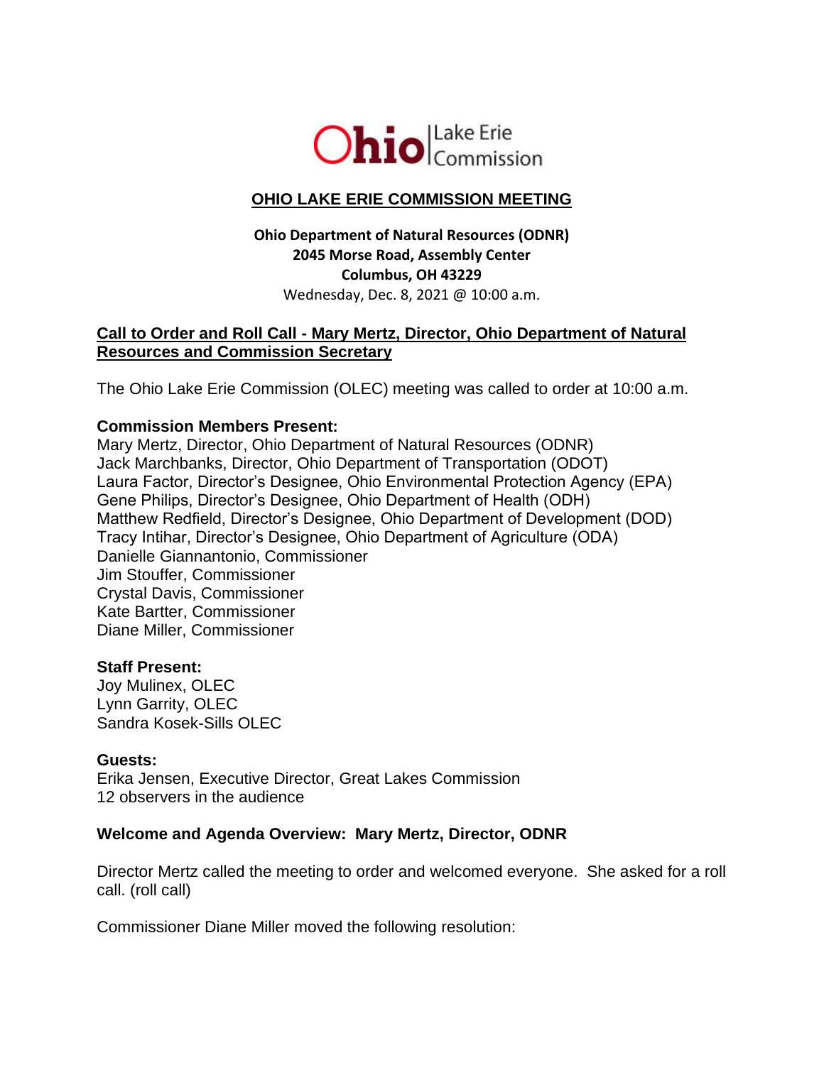Ohio | Lake Erie Commission

# OHIO LAKE ERIE COMMISSION MEETING

**Ohio Department of Natural Resources (ODNR)**
**2045 Morse Road, Assembly Center**
**Columbus, OH 43229**
Wednesday, Dec. 8, 2021 @ 10:00 a.m.

## Call to Order and Roll Call - Mary Mertz, Director, Ohio Department of Natural Resources and Commission Secretary

The Ohio Lake Erie Commission (OLEC) meeting was called to order at 10:00 a.m.

**Commission Members Present:**
Mary Mertz, Director, Ohio Department of Natural Resources (ODNR)
Jack Marchbanks, Director, Ohio Department of Transportation (ODOT)
Laura Factor, Director's Designee, Ohio Environmental Protection Agency (EPA)
Gene Philips, Director's Designee, Ohio Department of Health (ODH)
Matthew Redfield, Director's Designee, Ohio Department of Development (DOD)
Tracy Intihar, Director's Designee, Ohio Department of Agriculture (ODA)
Danielle Giannantonio, Commissioner
Jim Stouffer, Commissioner
Crystal Davis, Commissioner
Kate Bartter, Commissioner
Diane Miller, Commissioner

**Staff Present:**
Joy Mulinex, OLEC
Lynn Garrity, OLEC
Sandra Kosek-Sills OLEC

**Guests:**
Erika Jensen, Executive Director, Great Lakes Commission
12 observers in the audience

**Welcome and Agenda Overview: Mary Mertz, Director, ODNR**

Director Mertz called the meeting to order and welcomed everyone. She asked for a roll call. (roll call)

Commissioner Diane Miller moved the following resolution: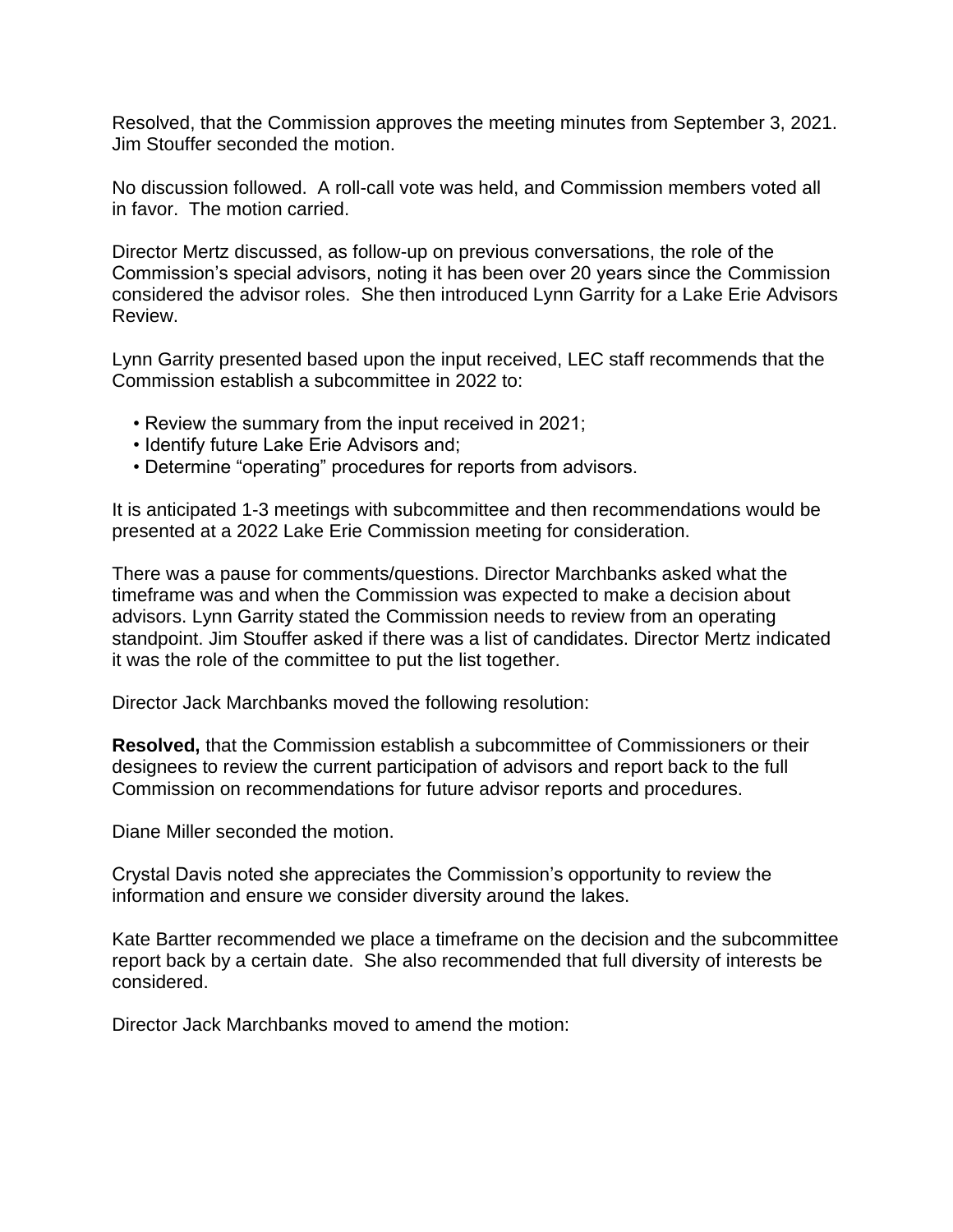Resolved, that the Commission approves the meeting minutes from September 3, 2021. Jim Stouffer seconded the motion.

No discussion followed. A roll-call vote was held, and Commission members voted all in favor. The motion carried.

Director Mertz discussed, as follow-up on previous conversations, the role of the Commission's special advisors, noting it has been over 20 years since the Commission considered the advisor roles. She then introduced Lynn Garrity for a Lake Erie Advisors Review.

Lynn Garrity presented based upon the input received, LEC staff recommends that the Commission establish a subcommittee in 2022 to:

- Review the summary from the input received in 2021;
- Identify future Lake Erie Advisors and;
- Determine "operating" procedures for reports from advisors.

It is anticipated 1-3 meetings with subcommittee and then recommendations would be presented at a 2022 Lake Erie Commission meeting for consideration.

There was a pause for comments/questions. Director Marchbanks asked what the timeframe was and when the Commission was expected to make a decision about advisors. Lynn Garrity stated the Commission needs to review from an operating standpoint. Jim Stouffer asked if there was a list of candidates. Director Mertz indicated it was the role of the committee to put the list together.

Director Jack Marchbanks moved the following resolution:

**Resolved,** that the Commission establish a subcommittee of Commissioners or their designees to review the current participation of advisors and report back to the full Commission on recommendations for future advisor reports and procedures.

Diane Miller seconded the motion.

Crystal Davis noted she appreciates the Commission's opportunity to review the information and ensure we consider diversity around the lakes.

Kate Bartter recommended we place a timeframe on the decision and the subcommittee report back by a certain date. She also recommended that full diversity of interests be considered.

Director Jack Marchbanks moved to amend the motion: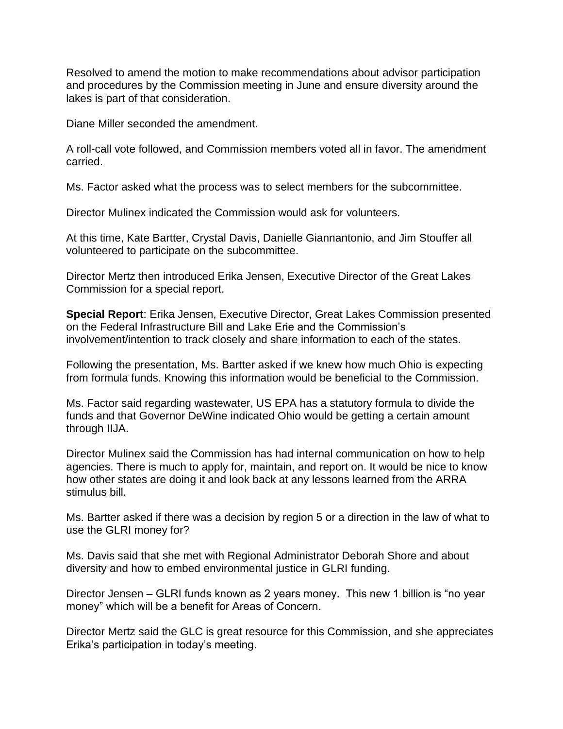Resolved to amend the motion to make recommendations about advisor participation and procedures by the Commission meeting in June and ensure diversity around the lakes is part of that consideration.

Diane Miller seconded the amendment.

A roll-call vote followed, and Commission members voted all in favor. The amendment carried.

Ms. Factor asked what the process was to select members for the subcommittee.

Director Mulinex indicated the Commission would ask for volunteers.

At this time, Kate Bartter, Crystal Davis, Danielle Giannantonio, and Jim Stouffer all volunteered to participate on the subcommittee.

Director Mertz then introduced Erika Jensen, Executive Director of the Great Lakes Commission for a special report.

**Special Report**: Erika Jensen, Executive Director, Great Lakes Commission presented on the Federal Infrastructure Bill and Lake Erie and the Commission's involvement/intention to track closely and share information to each of the states.

Following the presentation, Ms. Bartter asked if we knew how much Ohio is expecting from formula funds. Knowing this information would be beneficial to the Commission.

Ms. Factor said regarding wastewater, US EPA has a statutory formula to divide the funds and that Governor DeWine indicated Ohio would be getting a certain amount through IIJA.

Director Mulinex said the Commission has had internal communication on how to help agencies. There is much to apply for, maintain, and report on. It would be nice to know how other states are doing it and look back at any lessons learned from the ARRA stimulus bill.

Ms. Bartter asked if there was a decision by region 5 or a direction in the law of what to use the GLRI money for?

Ms. Davis said that she met with Regional Administrator Deborah Shore and about diversity and how to embed environmental justice in GLRI funding.

Director Jensen – GLRI funds known as 2 years money. This new 1 billion is "no year money" which will be a benefit for Areas of Concern.

Director Mertz said the GLC is great resource for this Commission, and she appreciates Erika's participation in today's meeting.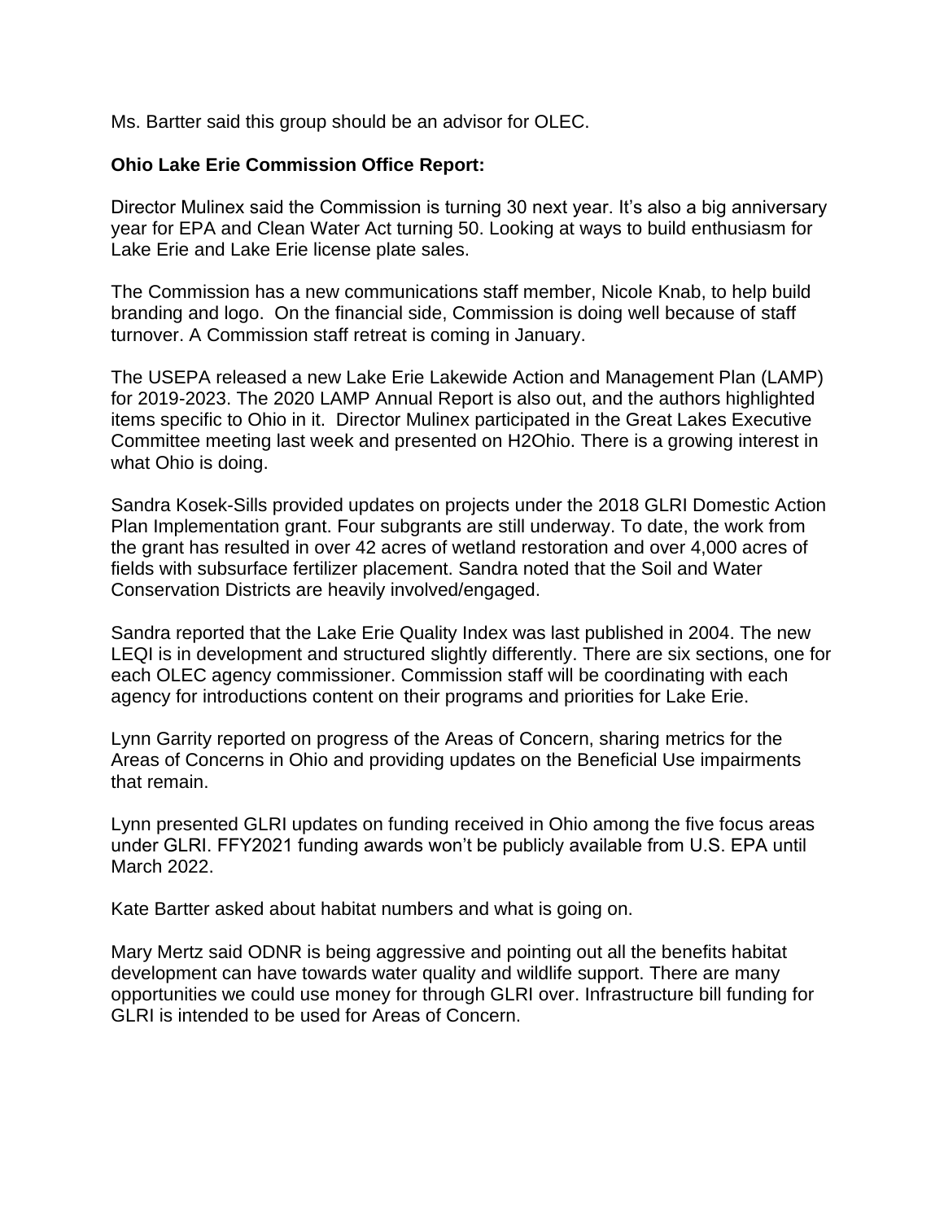Ms. Bartter said this group should be an advisor for OLEC.

**Ohio Lake Erie Commission Office Report:**

Director Mulinex said the Commission is turning 30 next year. It's also a big anniversary year for EPA and Clean Water Act turning 50. Looking at ways to build enthusiasm for Lake Erie and Lake Erie license plate sales.

The Commission has a new communications staff member, Nicole Knab, to help build branding and logo. On the financial side, Commission is doing well because of staff turnover. A Commission staff retreat is coming in January.

The USEPA released a new Lake Erie Lakewide Action and Management Plan (LAMP) for 2019-2023. The 2020 LAMP Annual Report is also out, and the authors highlighted items specific to Ohio in it. Director Mulinex participated in the Great Lakes Executive Committee meeting last week and presented on H2Ohio. There is a growing interest in what Ohio is doing.

Sandra Kosek-Sills provided updates on projects under the 2018 GLRI Domestic Action Plan Implementation grant. Four subgrants are still underway. To date, the work from the grant has resulted in over 42 acres of wetland restoration and over 4,000 acres of fields with subsurface fertilizer placement. Sandra noted that the Soil and Water Conservation Districts are heavily involved/engaged.

Sandra reported that the Lake Erie Quality Index was last published in 2004. The new LEQI is in development and structured slightly differently. There are six sections, one for each OLEC agency commissioner. Commission staff will be coordinating with each agency for introductions content on their programs and priorities for Lake Erie.

Lynn Garrity reported on progress of the Areas of Concern, sharing metrics for the Areas of Concerns in Ohio and providing updates on the Beneficial Use impairments that remain.

Lynn presented GLRI updates on funding received in Ohio among the five focus areas under GLRI. FFY2021 funding awards won't be publicly available from U.S. EPA until March 2022.

Kate Bartter asked about habitat numbers and what is going on.

Mary Mertz said ODNR is being aggressive and pointing out all the benefits habitat development can have towards water quality and wildlife support. There are many opportunities we could use money for through GLRI over. Infrastructure bill funding for GLRI is intended to be used for Areas of Concern.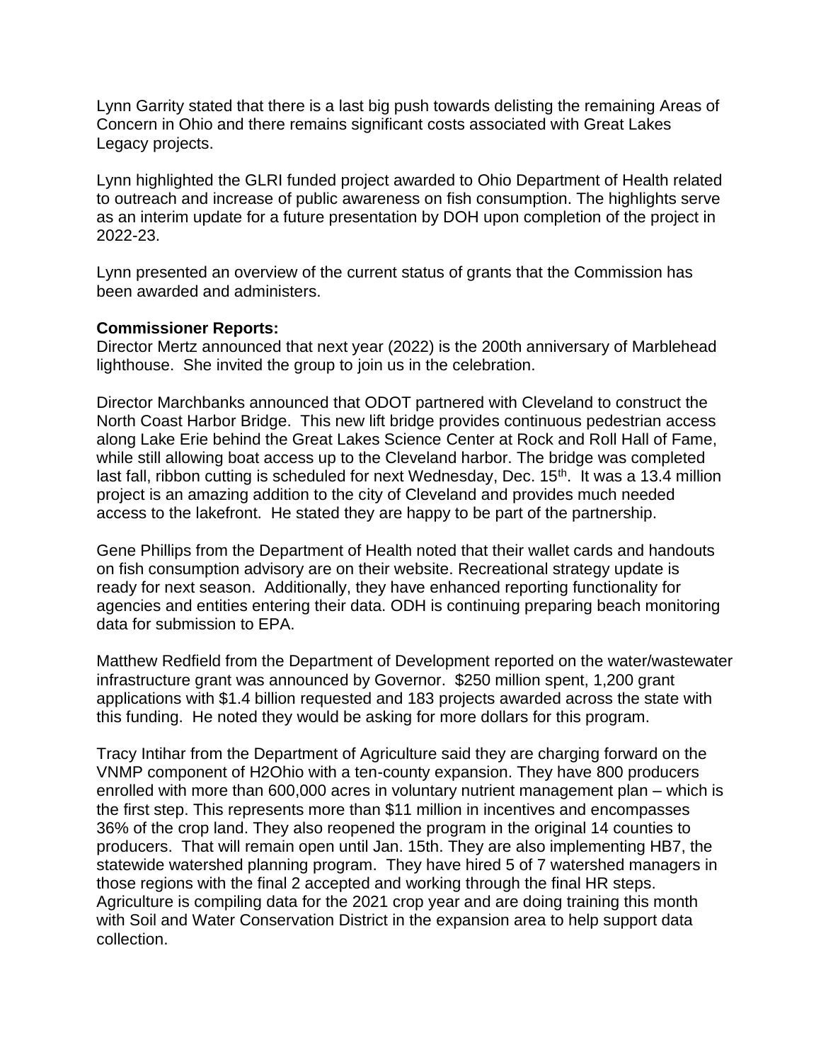Lynn Garrity stated that there is a last big push towards delisting the remaining Areas of Concern in Ohio and there remains significant costs associated with Great Lakes Legacy projects.

Lynn highlighted the GLRI funded project awarded to Ohio Department of Health related to outreach and increase of public awareness on fish consumption. The highlights serve as an interim update for a future presentation by DOH upon completion of the project in 2022-23.

Lynn presented an overview of the current status of grants that the Commission has been awarded and administers.

**Commissioner Reports:**
Director Mertz announced that next year (2022) is the 200th anniversary of Marblehead lighthouse. She invited the group to join us in the celebration.

Director Marchbanks announced that ODOT partnered with Cleveland to construct the North Coast Harbor Bridge. This new lift bridge provides continuous pedestrian access along Lake Erie behind the Great Lakes Science Center at Rock and Roll Hall of Fame, while still allowing boat access up to the Cleveland harbor. The bridge was completed last fall, ribbon cutting is scheduled for next Wednesday, Dec. 15th. It was a 13.4 million project is an amazing addition to the city of Cleveland and provides much needed access to the lakefront. He stated they are happy to be part of the partnership.

Gene Phillips from the Department of Health noted that their wallet cards and handouts on fish consumption advisory are on their website. Recreational strategy update is ready for next season. Additionally, they have enhanced reporting functionality for agencies and entities entering their data. ODH is continuing preparing beach monitoring data for submission to EPA.

Matthew Redfield from the Department of Development reported on the water/wastewater infrastructure grant was announced by Governor. $250 million spent, 1,200 grant applications with $1.4 billion requested and 183 projects awarded across the state with this funding. He noted they would be asking for more dollars for this program.

Tracy Intihar from the Department of Agriculture said they are charging forward on the VNMP component of H2Ohio with a ten-county expansion. They have 800 producers enrolled with more than 600,000 acres in voluntary nutrient management plan – which is the first step. This represents more than $11 million in incentives and encompasses 36% of the crop land. They also reopened the program in the original 14 counties to producers. That will remain open until Jan. 15th. They are also implementing HB7, the statewide watershed planning program. They have hired 5 of 7 watershed managers in those regions with the final 2 accepted and working through the final HR steps. Agriculture is compiling data for the 2021 crop year and are doing training this month with Soil and Water Conservation District in the expansion area to help support data collection.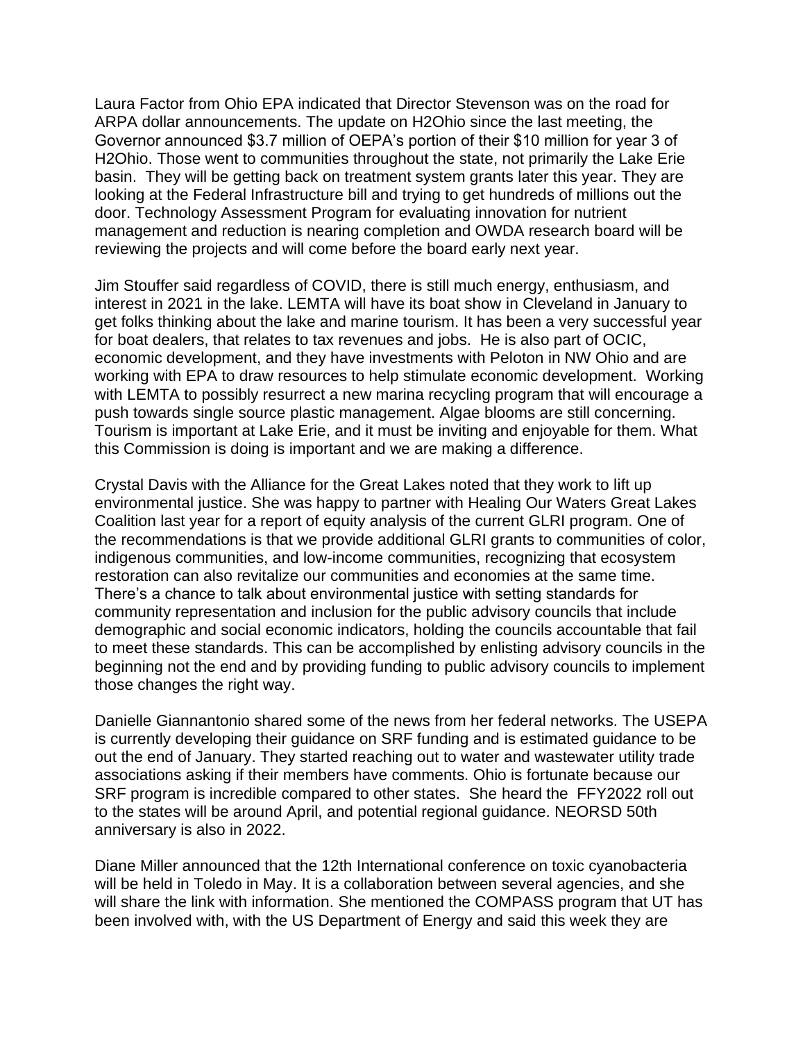Laura Factor from Ohio EPA indicated that Director Stevenson was on the road for ARPA dollar announcements. The update on H2Ohio since the last meeting, the Governor announced $3.7 million of OEPA's portion of their $10 million for year 3 of H2Ohio. Those went to communities throughout the state, not primarily the Lake Erie basin. They will be getting back on treatment system grants later this year. They are looking at the Federal Infrastructure bill and trying to get hundreds of millions out the door. Technology Assessment Program for evaluating innovation for nutrient management and reduction is nearing completion and OWDA research board will be reviewing the projects and will come before the board early next year.

Jim Stouffer said regardless of COVID, there is still much energy, enthusiasm, and interest in 2021 in the lake. LEMTA will have its boat show in Cleveland in January to get folks thinking about the lake and marine tourism. It has been a very successful year for boat dealers, that relates to tax revenues and jobs. He is also part of OCIC, economic development, and they have investments with Peloton in NW Ohio and are working with EPA to draw resources to help stimulate economic development. Working with LEMTA to possibly resurrect a new marina recycling program that will encourage a push towards single source plastic management. Algae blooms are still concerning. Tourism is important at Lake Erie, and it must be inviting and enjoyable for them. What this Commission is doing is important and we are making a difference.

Crystal Davis with the Alliance for the Great Lakes noted that they work to lift up environmental justice. She was happy to partner with Healing Our Waters Great Lakes Coalition last year for a report of equity analysis of the current GLRI program. One of the recommendations is that we provide additional GLRI grants to communities of color, indigenous communities, and low-income communities, recognizing that ecosystem restoration can also revitalize our communities and economies at the same time. There's a chance to talk about environmental justice with setting standards for community representation and inclusion for the public advisory councils that include demographic and social economic indicators, holding the councils accountable that fail to meet these standards. This can be accomplished by enlisting advisory councils in the beginning not the end and by providing funding to public advisory councils to implement those changes the right way.

Danielle Giannantonio shared some of the news from her federal networks. The USEPA is currently developing their guidance on SRF funding and is estimated guidance to be out the end of January. They started reaching out to water and wastewater utility trade associations asking if their members have comments. Ohio is fortunate because our SRF program is incredible compared to other states. She heard the FFY2022 roll out to the states will be around April, and potential regional guidance. NEORSD 50th anniversary is also in 2022.

Diane Miller announced that the 12th International conference on toxic cyanobacteria will be held in Toledo in May. It is a collaboration between several agencies, and she will share the link with information. She mentioned the COMPASS program that UT has been involved with, with the US Department of Energy and said this week they are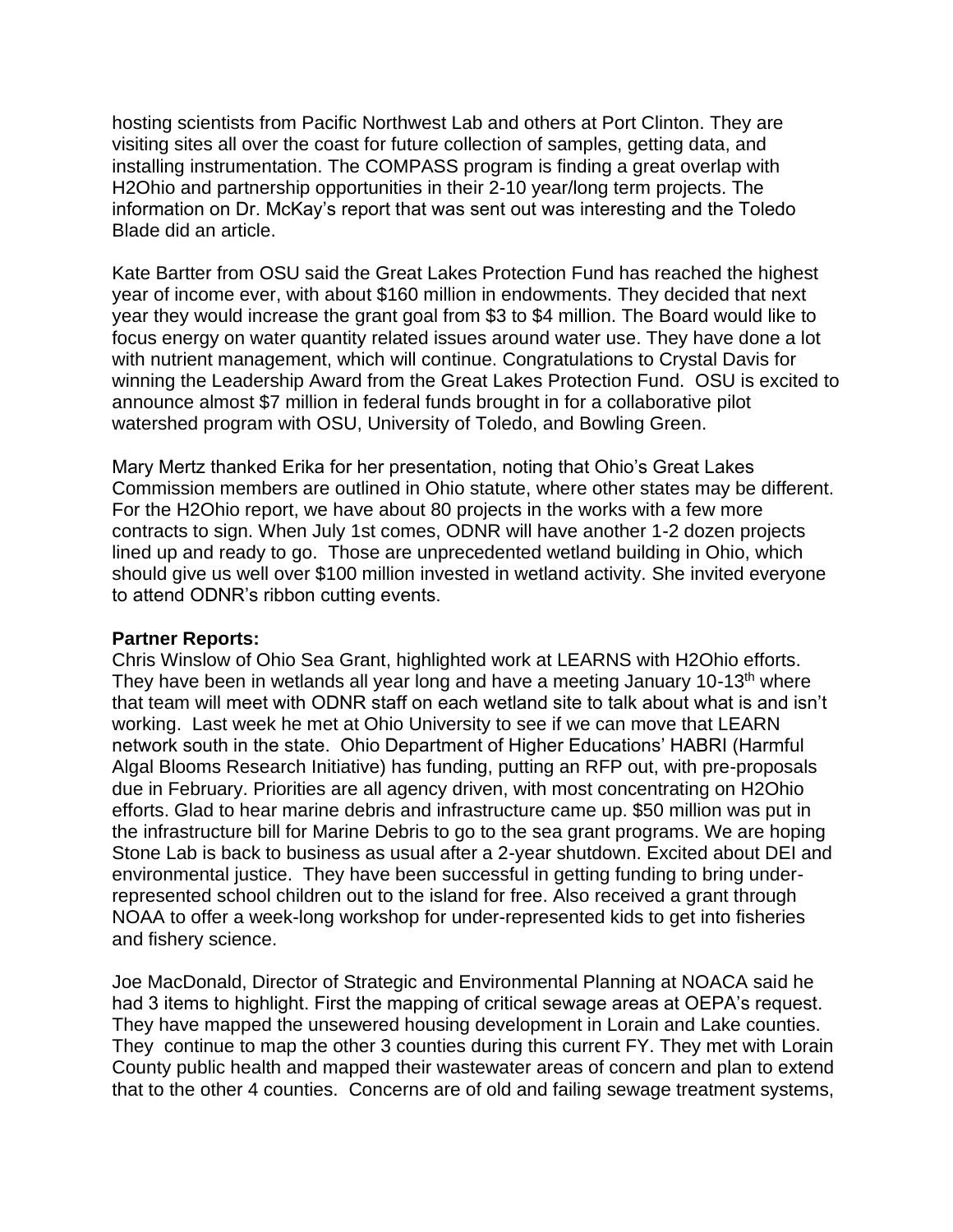hosting scientists from Pacific Northwest Lab and others at Port Clinton. They are visiting sites all over the coast for future collection of samples, getting data, and installing instrumentation. The COMPASS program is finding a great overlap with H2Ohio and partnership opportunities in their 2-10 year/long term projects. The information on Dr. McKay's report that was sent out was interesting and the Toledo Blade did an article.

Kate Bartter from OSU said the Great Lakes Protection Fund has reached the highest year of income ever, with about $160 million in endowments. They decided that next year they would increase the grant goal from $3 to $4 million. The Board would like to focus energy on water quantity related issues around water use. They have done a lot with nutrient management, which will continue. Congratulations to Crystal Davis for winning the Leadership Award from the Great Lakes Protection Fund. OSU is excited to announce almost $7 million in federal funds brought in for a collaborative pilot watershed program with OSU, University of Toledo, and Bowling Green.

Mary Mertz thanked Erika for her presentation, noting that Ohio's Great Lakes Commission members are outlined in Ohio statute, where other states may be different. For the H2Ohio report, we have about 80 projects in the works with a few more contracts to sign. When July 1st comes, ODNR will have another 1-2 dozen projects lined up and ready to go. Those are unprecedented wetland building in Ohio, which should give us well over $100 million invested in wetland activity. She invited everyone to attend ODNR's ribbon cutting events.

**Partner Reports:**

Chris Winslow of Ohio Sea Grant, highlighted work at LEARNS with H2Ohio efforts. They have been in wetlands all year long and have a meeting January 10-13th where that team will meet with ODNR staff on each wetland site to talk about what is and isn't working. Last week he met at Ohio University to see if we can move that LEARN network south in the state. Ohio Department of Higher Educations' HABRI (Harmful Algal Blooms Research Initiative) has funding, putting an RFP out, with pre-proposals due in February. Priorities are all agency driven, with most concentrating on H2Ohio efforts. Glad to hear marine debris and infrastructure came up. $50 million was put in the infrastructure bill for Marine Debris to go to the sea grant programs. We are hoping Stone Lab is back to business as usual after a 2-year shutdown. Excited about DEI and environmental justice. They have been successful in getting funding to bring under-represented school children out to the island for free. Also received a grant through NOAA to offer a week-long workshop for under-represented kids to get into fisheries and fishery science.

Joe MacDonald, Director of Strategic and Environmental Planning at NOACA said he had 3 items to highlight. First the mapping of critical sewage areas at OEPA's request. They have mapped the unsewered housing development in Lorain and Lake counties. They continue to map the other 3 counties during this current FY. They met with Lorain County public health and mapped their wastewater areas of concern and plan to extend that to the other 4 counties. Concerns are of old and failing sewage treatment systems,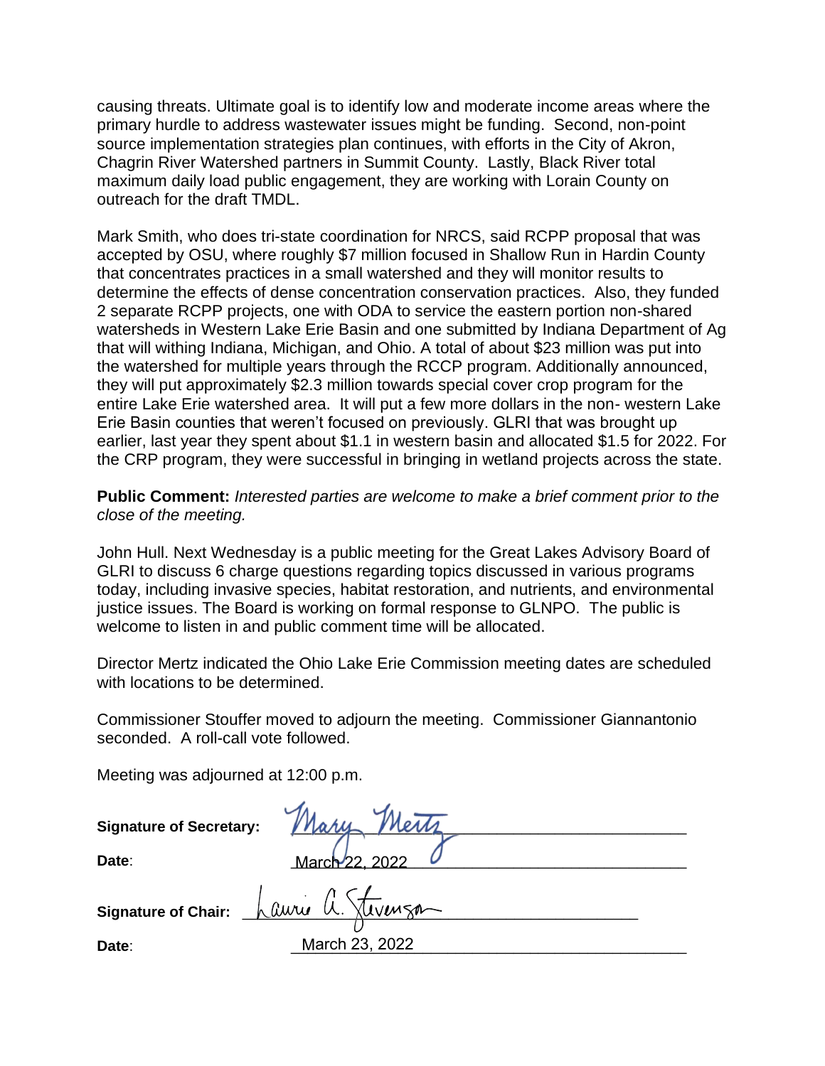causing threats. Ultimate goal is to identify low and moderate income areas where the primary hurdle to address wastewater issues might be funding. Second, non-point source implementation strategies plan continues, with efforts in the City of Akron, Chagrin River Watershed partners in Summit County. Lastly, Black River total maximum daily load public engagement, they are working with Lorain County on outreach for the draft TMDL.

Mark Smith, who does tri-state coordination for NRCS, said RCPP proposal that was accepted by OSU, where roughly $7 million focused in Shallow Run in Hardin County that concentrates practices in a small watershed and they will monitor results to determine the effects of dense concentration conservation practices. Also, they funded 2 separate RCPP projects, one with ODA to service the eastern portion non-shared watersheds in Western Lake Erie Basin and one submitted by Indiana Department of Ag that will withing Indiana, Michigan, and Ohio. A total of about $23 million was put into the watershed for multiple years through the RCCP program. Additionally announced, they will put approximately $2.3 million towards special cover crop program for the entire Lake Erie watershed area. It will put a few more dollars in the non- western Lake Erie Basin counties that weren't focused on previously. GLRI that was brought up earlier, last year they spent about $1.1 in western basin and allocated $1.5 for 2022. For the CRP program, they were successful in bringing in wetland projects across the state.

**Public Comment:** *Interested parties are welcome to make a brief comment prior to the close of the meeting.*

John Hull. Next Wednesday is a public meeting for the Great Lakes Advisory Board of GLRI to discuss 6 charge questions regarding topics discussed in various programs today, including invasive species, habitat restoration, and nutrients, and environmental justice issues. The Board is working on formal response to GLNPO. The public is welcome to listen in and public comment time will be allocated.

Director Mertz indicated the Ohio Lake Erie Commission meeting dates are scheduled with locations to be determined.

Commissioner Stouffer moved to adjourn the meeting. Commissioner Giannantonio seconded. A roll-call vote followed.

Meeting was adjourned at 12:00 p.m.

**Signature of Secretary:** Mary Mertz

**Date**: March 22, 2022

**Signature of Chair:** Laurie A. Stevenson

**Date**: March 23, 2022